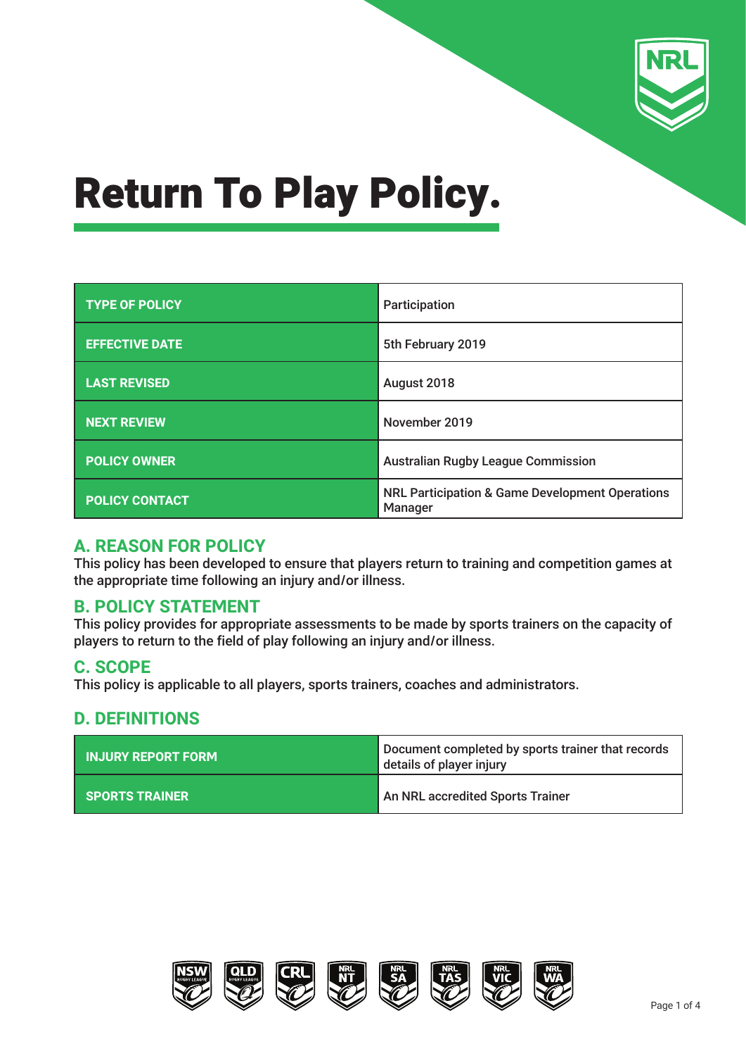# Return To Play Policy.

| TYPE OF POLICY | Participation |
|---|---|
| EFFECTIVE DATE | 5th February 2019 |
| LAST REVISED | August 2018 |
| NEXT REVIEW | November 2019 |
| POLICY OWNER | Australian Rugby League Commission |
| POLICY CONTACT | NRL Participation & Game Development Operations Manager |

## A. REASON FOR POLICY

This policy has been developed to ensure that players return to training and competition games at the appropriate time following an injury and/or illness.

## B. POLICY STATEMENT

This policy provides for appropriate assessments to be made by sports trainers on the capacity of players to return to the field of play following an injury and/or illness.

## C. SCOPE

This policy is applicable to all players, sports trainers, coaches and administrators.

## D. DEFINITIONS

| INJURY REPORT FORM | Document completed by sports trainer that records details of player injury |
|---|---|
| SPORTS TRAINER | An NRL accredited Sports Trainer |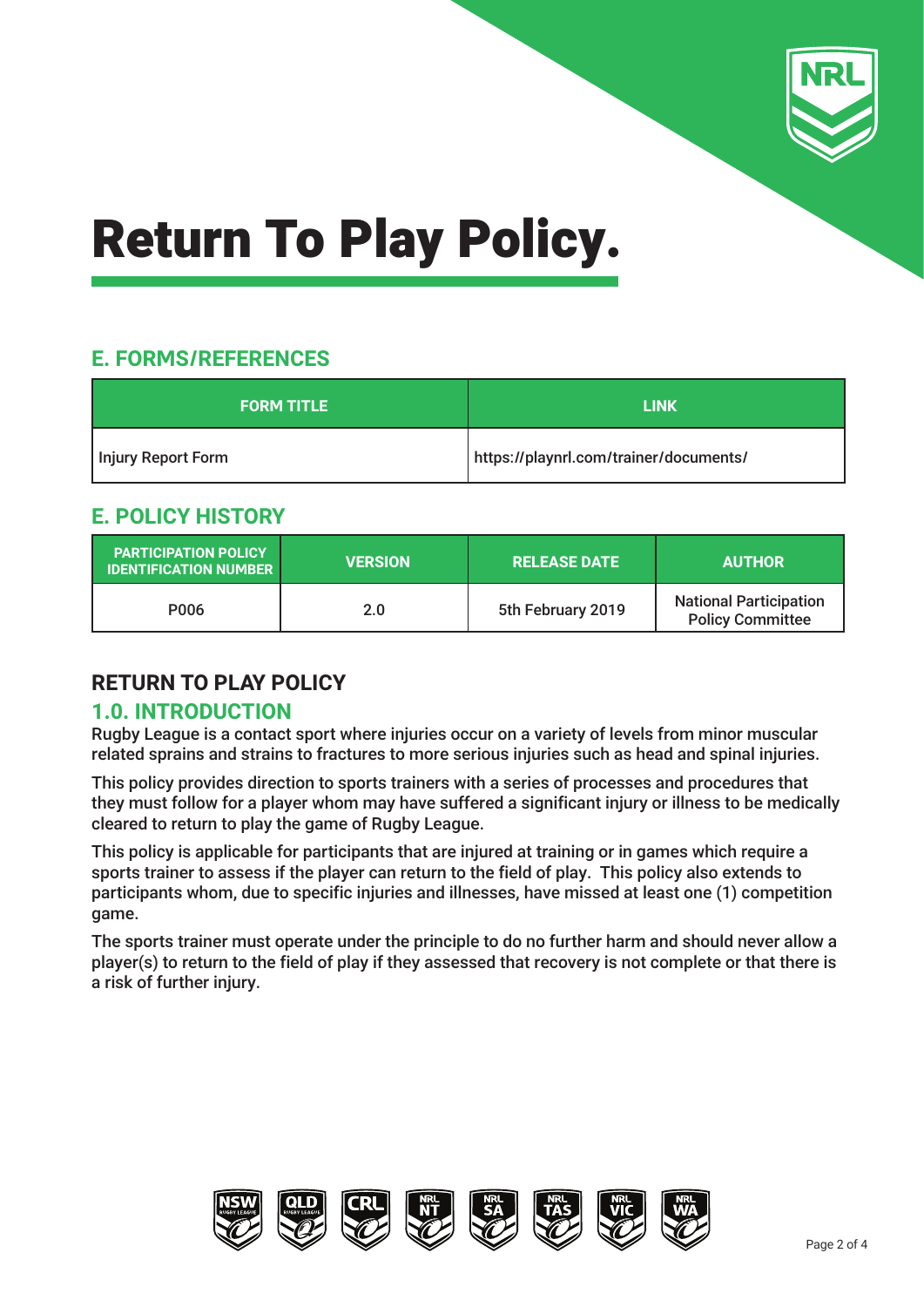# Return To Play Policy.

## E. FORMS/REFERENCES

| FORM TITLE | LINK |
| --- | --- |
| Injury Report Form | https://playnrl.com/trainer/documents/ |

## E. POLICY HISTORY

| PARTICIPATION POLICY IDENTIFICATION NUMBER | VERSION | RELEASE DATE | AUTHOR |
| --- | --- | --- | --- |
| P006 | 2.0 | 5th February 2019 | National Participation Policy Committee |

## RETURN TO PLAY POLICY

### 1.0. INTRODUCTION

Rugby League is a contact sport where injuries occur on a variety of levels from minor muscular related sprains and strains to fractures to more serious injuries such as head and spinal injuries.

This policy provides direction to sports trainers with a series of processes and procedures that they must follow for a player whom may have suffered a significant injury or illness to be medically cleared to return to play the game of Rugby League.

This policy is applicable for participants that are injured at training or in games which require a sports trainer to assess if the player can return to the field of play. This policy also extends to participants whom, due to specific injuries and illnesses, have missed at least one (1) competition game.

The sports trainer must operate under the principle to do no further harm and should never allow a player(s) to return to the field of play if they assessed that recovery is not complete or that there is a risk of further injury.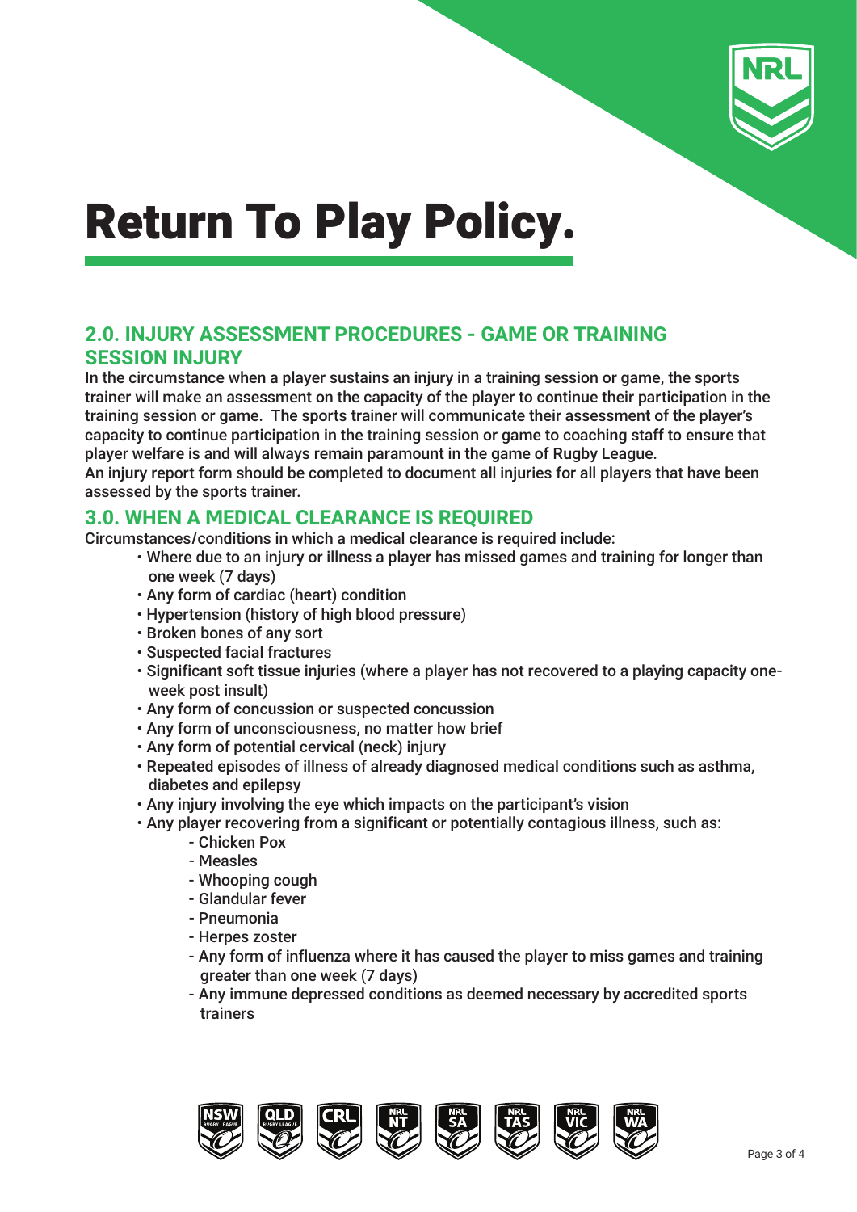# Return To Play Policy.

## 2.0. INJURY ASSESSMENT PROCEDURES - GAME OR TRAINING SESSION INJURY

In the circumstance when a player sustains an injury in a training session or game, the sports trainer will make an assessment on the capacity of the player to continue their participation in the training session or game. The sports trainer will communicate their assessment of the player's capacity to continue participation in the training session or game to coaching staff to ensure that player welfare is and will always remain paramount in the game of Rugby League.

An injury report form should be completed to document all injuries for all players that have been assessed by the sports trainer.

## 3.0. WHEN A MEDICAL CLEARANCE IS REQUIRED

Circumstances/conditions in which a medical clearance is required include:

- Where due to an injury or illness a player has missed games and training for longer than one week (7 days)
- Any form of cardiac (heart) condition
- Hypertension (history of high blood pressure)
- Broken bones of any sort
- Suspected facial fractures
- Significant soft tissue injuries (where a player has not recovered to a playing capacity one-week post insult)
- Any form of concussion or suspected concussion
- Any form of unconsciousness, no matter how brief
- Any form of potential cervical (neck) injury
- Repeated episodes of illness of already diagnosed medical conditions such as asthma, diabetes and epilepsy
- Any injury involving the eye which impacts on the participant's vision
- Any player recovering from a significant or potentially contagious illness, such as:
  - Chicken Pox
  - Measles
  - Whooping cough
  - Glandular fever
  - Pneumonia
  - Herpes zoster
  - Any form of influenza where it has caused the player to miss games and training greater than one week (7 days)
  - Any immune depressed conditions as deemed necessary by accredited sports trainers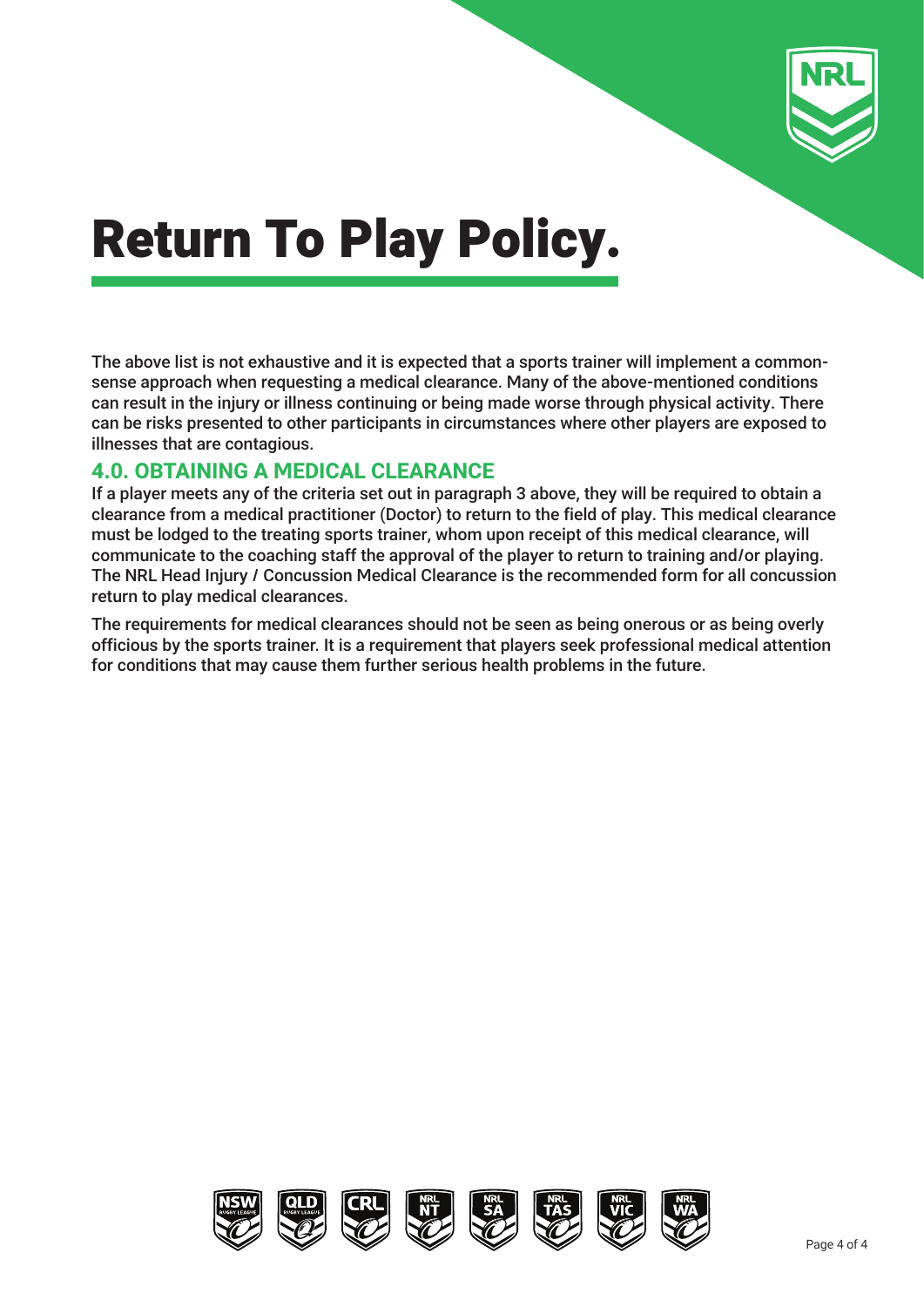# Return To Play Policy.

The above list is not exhaustive and it is expected that a sports trainer will implement a common-sense approach when requesting a medical clearance. Many of the above-mentioned conditions can result in the injury or illness continuing or being made worse through physical activity. There can be risks presented to other participants in circumstances where other players are exposed to illnesses that are contagious.

## 4.0. OBTAINING A MEDICAL CLEARANCE

If a player meets any of the criteria set out in paragraph 3 above, they will be required to obtain a clearance from a medical practitioner (Doctor) to return to the field of play. This medical clearance must be lodged to the treating sports trainer, whom upon receipt of this medical clearance, will communicate to the coaching staff the approval of the player to return to training and/or playing. The NRL Head Injury / Concussion Medical Clearance is the recommended form for all concussion return to play medical clearances.

The requirements for medical clearances should not be seen as being onerous or as being overly officious by the sports trainer. It is a requirement that players seek professional medical attention for conditions that may cause them further serious health problems in the future.